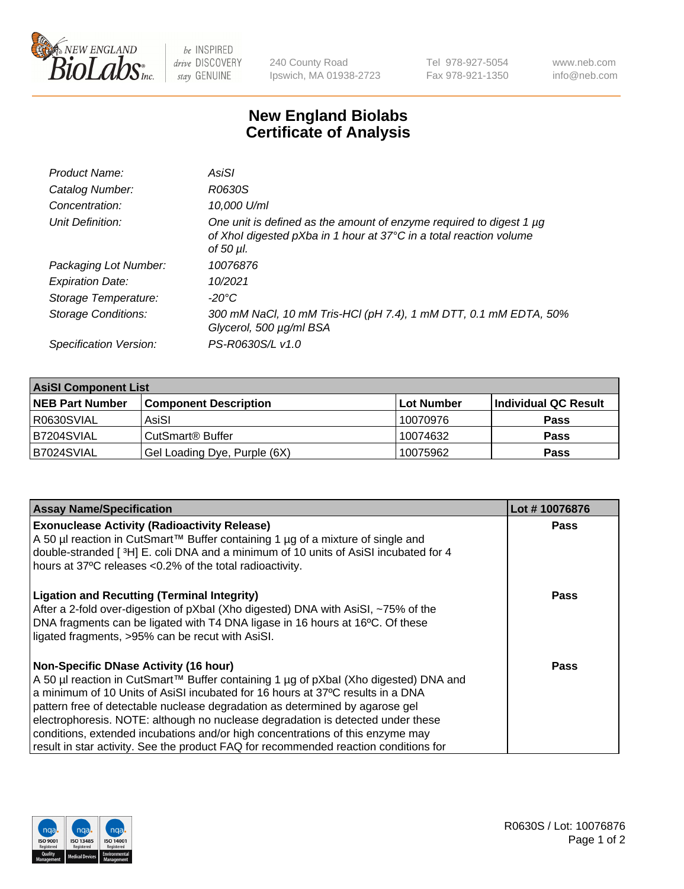# New England Biolabs Certificate of Analysis

| | |
|---|---|
| *Product Name:* | *AsiSI* |
| *Catalog Number:* | *R0630S* |
| *Concentration:* | *10,000 U/ml* |
| *Unit Definition:* | *One unit is defined as the amount of enzyme required to digest 1 µg of XhoI digested pXba in 1 hour at 37°C in a total reaction volume of 50 µl.* |
| *Packaging Lot Number:* | *10076876* |
| *Expiration Date:* | *10/2021* |
| *Storage Temperature:* | *-20°C* |
| *Storage Conditions:* | *300 mM NaCl, 10 mM Tris-HCl (pH 7.4), 1 mM DTT, 0.1 mM EDTA, 50% Glycerol, 500 µg/ml BSA* |
| *Specification Version:* | *PS-R0630S/L v1.0* |

| AsiSI Component List | | | |
|---|---|---|---|
| **NEB Part Number** | **Component Description** | **Lot Number** | **Individual QC Result** |
| R0630SVIAL | AsiSI | 10070976 | **Pass** |
| B7204SVIAL | CutSmart® Buffer | 10074632 | **Pass** |
| B7024SVIAL | Gel Loading Dye, Purple (6X) | 10075962 | **Pass** |

| Assay Name/Specification | Lot # 10076876 |
|---|---|
| **Exonuclease Activity (Radioactivity Release)**<br>A 50 µl reaction in CutSmart™ Buffer containing 1 µg of a mixture of single and double-stranded [ $^3$H] E. coli DNA and a minimum of 10 units of AsiSI incubated for 4 hours at 37ºC releases <0.2% of the total radioactivity. | **Pass** |
| **Ligation and Recutting (Terminal Integrity)**<br>After a 2-fold over-digestion of pXbaI (Xho digested) DNA with AsiSI, ~75% of the DNA fragments can be ligated with T4 DNA ligase in 16 hours at 16ºC. Of these ligated fragments, >95% can be recut with AsiSI. | **Pass** |
| **Non-Specific DNase Activity (16 hour)**<br>A 50 µl reaction in CutSmart™ Buffer containing 1 µg of pXbaI (Xho digested) DNA and a minimum of 10 Units of AsiSI incubated for 16 hours at 37ºC results in a DNA pattern free of detectable nuclease degradation as determined by agarose gel electrophoresis. NOTE: although no nuclease degradation is detected under these conditions, extended incubations and/or high concentrations of this enzyme may result in star activity. See the product FAQ for recommended reaction conditions for | **Pass** |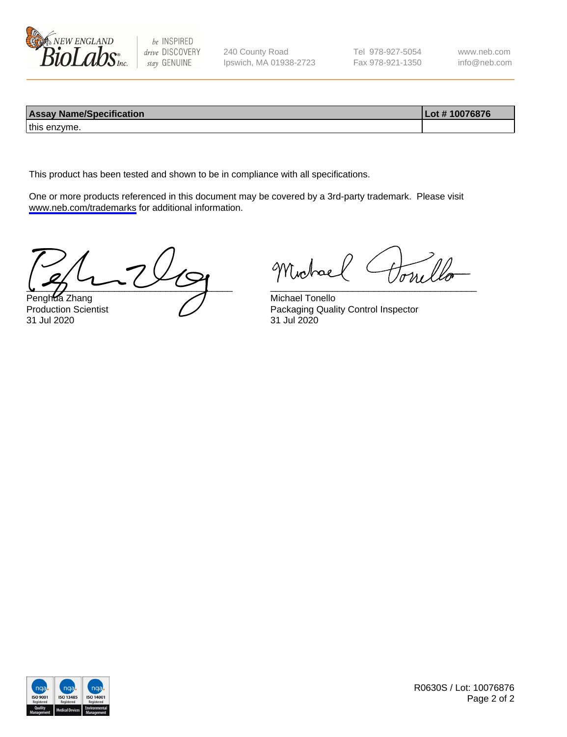| Assay Name/Specification | Lot # 10076876 |
|---|---|
| this enzyme. | |

This product has been tested and shown to be in compliance with all specifications.

One or more products referenced in this document may be covered by a 3rd-party trademark. Please visit www.neb.com/trademarks for additional information.

Penghua Zhang
Production Scientist
31 Jul 2020

Michael Tonello
Packaging Quality Control Inspector
31 Jul 2020

R0630S / Lot: 10076876